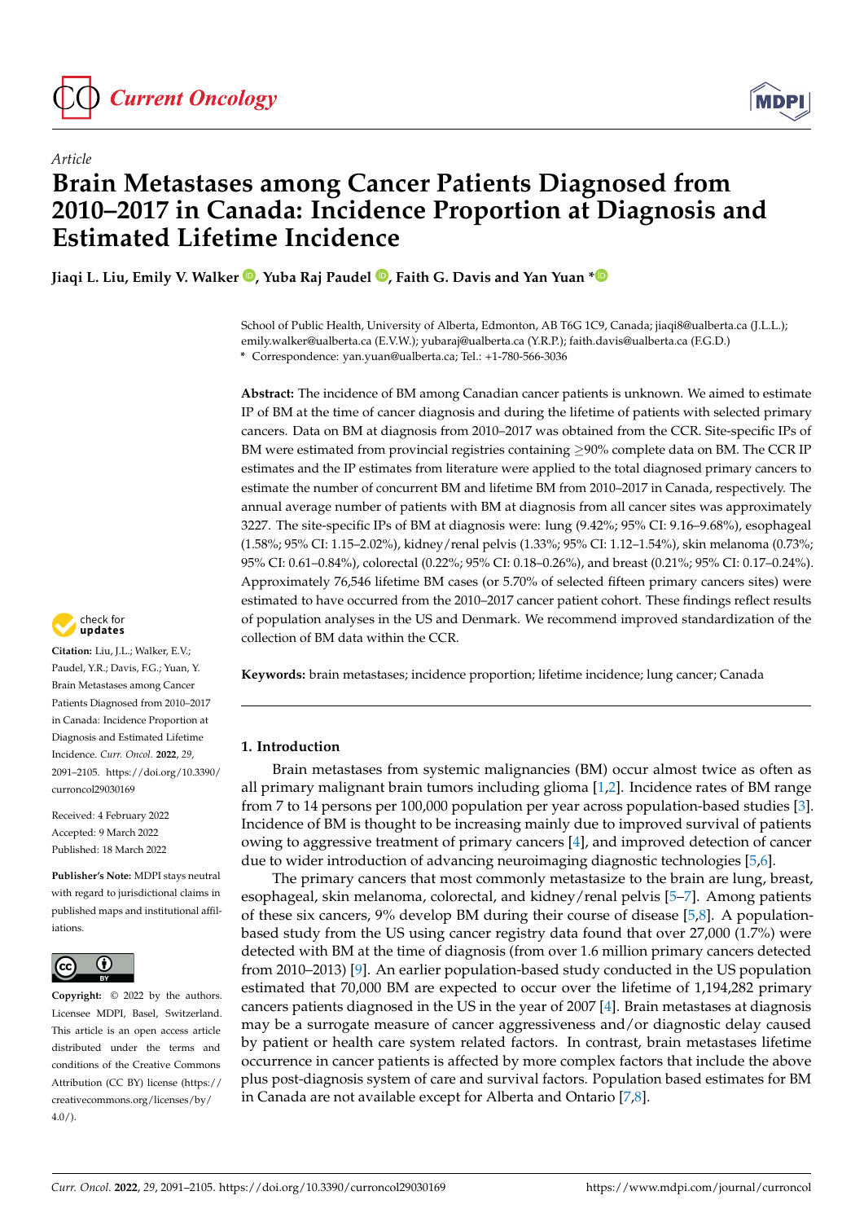Article

# Brain Metastases among Cancer Patients Diagnosed from 2010–2017 in Canada: Incidence Proportion at Diagnosis and Estimated Lifetime Incidence

**Jiaqi L. Liu, Emily V. Walker, Yuba Raj Paudel, Faith G. Davis and Yan Yuan ***

School of Public Health, University of Alberta, Edmonton, AB T6G 1C9, Canada; jiaqi8@ualberta.ca (J.L.L.); emily.walker@ualberta.ca (E.V.W.); yubaraj@ualberta.ca (Y.R.P.); faith.davis@ualberta.ca (F.G.D.)
* Correspondence: yan.yuan@ualberta.ca; Tel.: +1-780-566-3036

**Abstract:** The incidence of BM among Canadian cancer patients is unknown. We aimed to estimate IP of BM at the time of cancer diagnosis and during the lifetime of patients with selected primary cancers. Data on BM at diagnosis from 2010–2017 was obtained from the CCR. Site-specific IPs of BM were estimated from provincial registries containing ≥90% complete data on BM. The CCR IP estimates and the IP estimates from literature were applied to the total diagnosed primary cancers to estimate the number of concurrent BM and lifetime BM from 2010–2017 in Canada, respectively. The annual average number of patients with BM at diagnosis from all cancer sites was approximately 3227. The site-specific IPs of BM at diagnosis were: lung (9.42%; 95% CI: 9.16–9.68%), esophageal (1.58%; 95% CI: 1.15–2.02%), kidney/renal pelvis (1.33%; 95% CI: 1.12–1.54%), skin melanoma (0.73%; 95% CI: 0.61–0.84%), colorectal (0.22%; 95% CI: 0.18–0.26%), and breast (0.21%; 95% CI: 0.17–0.24%). Approximately 76,546 lifetime BM cases (or 5.70% of selected fifteen primary cancers sites) were estimated to have occurred from the 2010–2017 cancer patient cohort. These findings reflect results of population analyses in the US and Denmark. We recommend improved standardization of the collection of BM data within the CCR.

**Keywords:** brain metastases; incidence proportion; lifetime incidence; lung cancer; Canada

**Citation:** Liu, J.L.; Walker, E.V.; Paudel, Y.R.; Davis, F.G.; Yuan, Y. Brain Metastases among Cancer Patients Diagnosed from 2010–2017 in Canada: Incidence Proportion at Diagnosis and Estimated Lifetime Incidence. *Curr. Oncol.* **2022**, *29*, 2091–2105. https://doi.org/10.3390/curroncol29030169

Received: 4 February 2022
Accepted: 9 March 2022
Published: 18 March 2022

**Publisher's Note:** MDPI stays neutral with regard to jurisdictional claims in published maps and institutional affiliations.

**Copyright:** © 2022 by the authors. Licensee MDPI, Basel, Switzerland. This article is an open access article distributed under the terms and conditions of the Creative Commons Attribution (CC BY) license (https://creativecommons.org/licenses/by/4.0/).

## 1. Introduction

Brain metastases from systemic malignancies (BM) occur almost twice as often as all primary malignant brain tumors including glioma [1,2]. Incidence rates of BM range from 7 to 14 persons per 100,000 population per year across population-based studies [3]. Incidence of BM is thought to be increasing mainly due to improved survival of patients owing to aggressive treatment of primary cancers [4], and improved detection of cancer due to wider introduction of advancing neuroimaging diagnostic technologies [5,6].

The primary cancers that most commonly metastasize to the brain are lung, breast, esophageal, skin melanoma, colorectal, and kidney/renal pelvis [5–7]. Among patients of these six cancers, 9% develop BM during their course of disease [5,8]. A population-based study from the US using cancer registry data found that over 27,000 (1.7%) were detected with BM at the time of diagnosis (from over 1.6 million primary cancers detected from 2010–2013) [9]. An earlier population-based study conducted in the US population estimated that 70,000 BM are expected to occur over the lifetime of 1,194,282 primary cancers patients diagnosed in the US in the year of 2007 [4]. Brain metastases at diagnosis may be a surrogate measure of cancer aggressiveness and/or diagnostic delay caused by patient or health care system related factors. In contrast, brain metastases lifetime occurrence in cancer patients is affected by more complex factors that include the above plus post-diagnosis system of care and survival factors. Population based estimates for BM in Canada are not available except for Alberta and Ontario [7,8].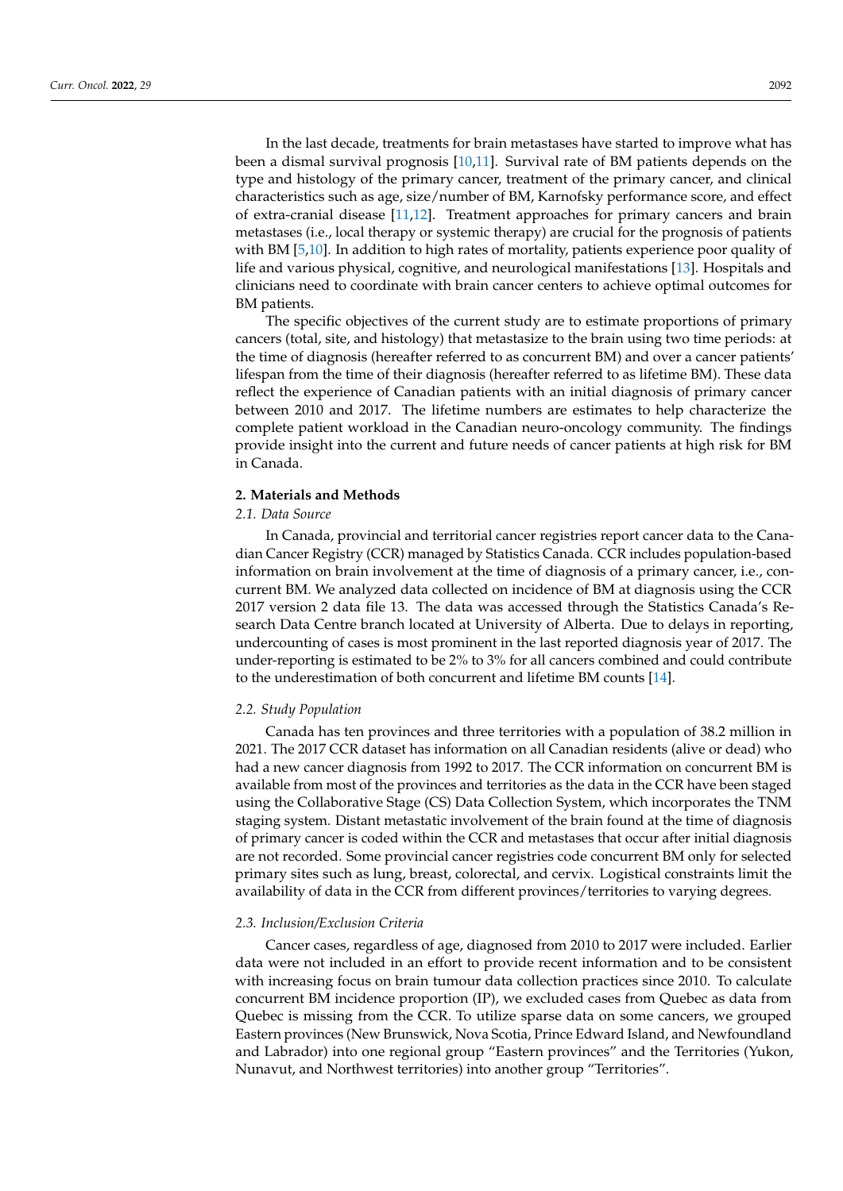In the last decade, treatments for brain metastases have started to improve what has been a dismal survival prognosis [10,11]. Survival rate of BM patients depends on the type and histology of the primary cancer, treatment of the primary cancer, and clinical characteristics such as age, size/number of BM, Karnofsky performance score, and effect of extra-cranial disease [11,12]. Treatment approaches for primary cancers and brain metastases (i.e., local therapy or systemic therapy) are crucial for the prognosis of patients with BM [5,10]. In addition to high rates of mortality, patients experience poor quality of life and various physical, cognitive, and neurological manifestations [13]. Hospitals and clinicians need to coordinate with brain cancer centers to achieve optimal outcomes for BM patients.

The specific objectives of the current study are to estimate proportions of primary cancers (total, site, and histology) that metastasize to the brain using two time periods: at the time of diagnosis (hereafter referred to as concurrent BM) and over a cancer patients' lifespan from the time of their diagnosis (hereafter referred to as lifetime BM). These data reflect the experience of Canadian patients with an initial diagnosis of primary cancer between 2010 and 2017. The lifetime numbers are estimates to help characterize the complete patient workload in the Canadian neuro-oncology community. The findings provide insight into the current and future needs of cancer patients at high risk for BM in Canada.

## 2. Materials and Methods

### 2.1. Data Source

In Canada, provincial and territorial cancer registries report cancer data to the Canadian Cancer Registry (CCR) managed by Statistics Canada. CCR includes population-based information on brain involvement at the time of diagnosis of a primary cancer, i.e., concurrent BM. We analyzed data collected on incidence of BM at diagnosis using the CCR 2017 version 2 data file 13. The data was accessed through the Statistics Canada's Research Data Centre branch located at University of Alberta. Due to delays in reporting, undercounting of cases is most prominent in the last reported diagnosis year of 2017. The under-reporting is estimated to be 2% to 3% for all cancers combined and could contribute to the underestimation of both concurrent and lifetime BM counts [14].

### 2.2. Study Population

Canada has ten provinces and three territories with a population of 38.2 million in 2021. The 2017 CCR dataset has information on all Canadian residents (alive or dead) who had a new cancer diagnosis from 1992 to 2017. The CCR information on concurrent BM is available from most of the provinces and territories as the data in the CCR have been staged using the Collaborative Stage (CS) Data Collection System, which incorporates the TNM staging system. Distant metastatic involvement of the brain found at the time of diagnosis of primary cancer is coded within the CCR and metastases that occur after initial diagnosis are not recorded. Some provincial cancer registries code concurrent BM only for selected primary sites such as lung, breast, colorectal, and cervix. Logistical constraints limit the availability of data in the CCR from different provinces/territories to varying degrees.

### 2.3. Inclusion/Exclusion Criteria

Cancer cases, regardless of age, diagnosed from 2010 to 2017 were included. Earlier data were not included in an effort to provide recent information and to be consistent with increasing focus on brain tumour data collection practices since 2010. To calculate concurrent BM incidence proportion (IP), we excluded cases from Quebec as data from Quebec is missing from the CCR. To utilize sparse data on some cancers, we grouped Eastern provinces (New Brunswick, Nova Scotia, Prince Edward Island, and Newfoundland and Labrador) into one regional group "Eastern provinces" and the Territories (Yukon, Nunavut, and Northwest territories) into another group "Territories".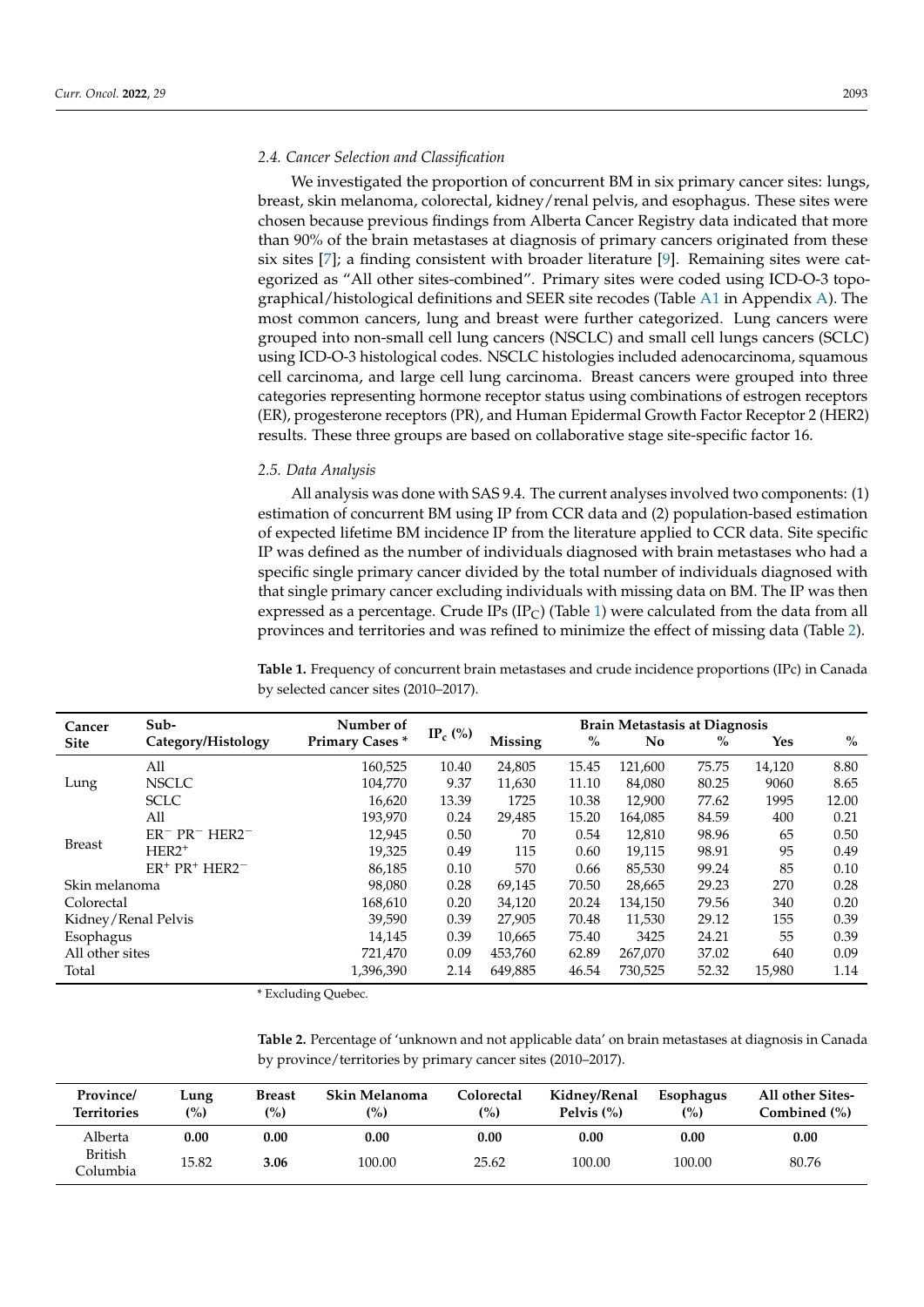### 2.4. Cancer Selection and Classification

We investigated the proportion of concurrent BM in six primary cancer sites: lungs, breast, skin melanoma, colorectal, kidney/renal pelvis, and esophagus. These sites were chosen because previous findings from Alberta Cancer Registry data indicated that more than 90% of the brain metastases at diagnosis of primary cancers originated from these six sites [7]; a finding consistent with broader literature [9]. Remaining sites were categorized as "All other sites-combined". Primary sites were coded using ICD-O-3 topographical/histological definitions and SEER site recodes (Table A1 in Appendix A). The most common cancers, lung and breast were further categorized. Lung cancers were grouped into non-small cell lung cancers (NSCLC) and small cell lungs cancers (SCLC) using ICD-O-3 histological codes. NSCLC histologies included adenocarcinoma, squamous cell carcinoma, and large cell lung carcinoma. Breast cancers were grouped into three categories representing hormone receptor status using combinations of estrogen receptors (ER), progesterone receptors (PR), and Human Epidermal Growth Factor Receptor 2 (HER2) results. These three groups are based on collaborative stage site-specific factor 16.

### 2.5. Data Analysis

All analysis was done with SAS 9.4. The current analyses involved two components: (1) estimation of concurrent BM using IP from CCR data and (2) population-based estimation of expected lifetime BM incidence IP from the literature applied to CCR data. Site specific IP was defined as the number of individuals diagnosed with brain metastases who had a specific single primary cancer divided by the total number of individuals diagnosed with that single primary cancer excluding individuals with missing data on BM. The IP was then expressed as a percentage. Crude IPs ($IP_C$) (Table 1) were calculated from the data from all provinces and territories and was refined to minimize the effect of missing data (Table 2).

**Table 1.** Frequency of concurrent brain metastases and crude incidence proportions (IPc) in Canada by selected cancer sites (2010–2017).

| Cancer Site | Sub-Category/Histology | Number of Primary Cases * | $IP_c$ (%) | Brain Metastasis at Diagnosis | | | | | |
|---|---|---|---|---|---|---|---|---|---|
| | | | | Missing | % | No | % | Yes | % |
| Lung | All | 160,525 | 10.40 | 24,805 | 15.45 | 121,600 | 75.75 | 14,120 | 8.80 |
| | NSCLC | 104,770 | 9.37 | 11,630 | 11.10 | 84,080 | 80.25 | 9060 | 8.65 |
| | SCLC | 16,620 | 13.39 | 1725 | 10.38 | 12,900 | 77.62 | 1995 | 12.00 |
| Breast | All | 193,970 | 0.24 | 29,485 | 15.20 | 164,085 | 84.59 | 400 | 0.21 |
| | $ER^-$ $PR^-$ $HER2^-$ | 12,945 | 0.50 | 70 | 0.54 | 12,810 | 98.96 | 65 | 0.50 |
| | $HER2^+$ | 19,325 | 0.49 | 115 | 0.60 | 19,115 | 98.91 | 95 | 0.49 |
| | $ER^+$ $PR^+$ $HER2^-$ | 86,185 | 0.10 | 570 | 0.66 | 85,530 | 99.24 | 85 | 0.10 |
| Skin melanoma | | 98,080 | 0.28 | 69,145 | 70.50 | 28,665 | 29.23 | 270 | 0.28 |
| Colorectal | | 168,610 | 0.20 | 34,120 | 20.24 | 134,150 | 79.56 | 340 | 0.20 |
| Kidney/Renal Pelvis | | 39,590 | 0.39 | 27,905 | 70.48 | 11,530 | 29.12 | 155 | 0.39 |
| Esophagus | | 14,145 | 0.39 | 10,665 | 75.40 | 3425 | 24.21 | 55 | 0.39 |
| All other sites | | 721,470 | 0.09 | 453,760 | 62.89 | 267,070 | 37.02 | 640 | 0.09 |
| Total | | 1,396,390 | 2.14 | 649,885 | 46.54 | 730,525 | 52.32 | 15,980 | 1.14 |

\* Excluding Quebec.

**Table 2.** Percentage of 'unknown and not applicable data' on brain metastases at diagnosis in Canada by province/territories by primary cancer sites (2010–2017).

| Province/ Territories | Lung (%) | Breast (%) | Skin Melanoma (%) | Colorectal (%) | Kidney/Renal Pelvis (%) | Esophagus (%) | All other Sites-Combined (%) |
|---|---|---|---|---|---|---|---|
| Alberta | **0.00** | **0.00** | **0.00** | **0.00** | **0.00** | **0.00** | **0.00** |
| British Columbia | 15.82 | **3.06** | 100.00 | 25.62 | 100.00 | 100.00 | 80.76 |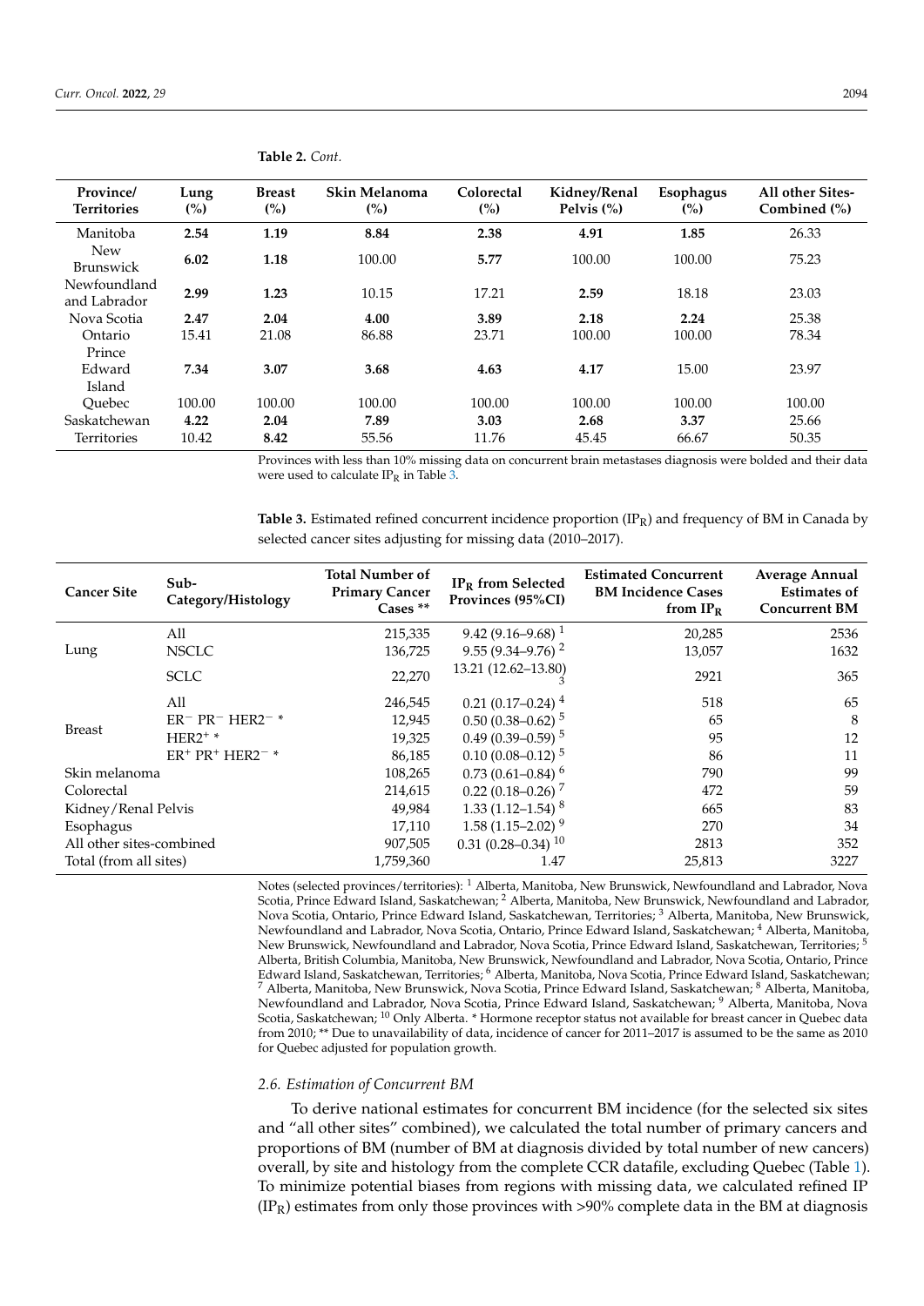**Table 2.** *Cont.*

| Province/Territories | Lung (%) | Breast (%) | Skin Melanoma (%) | Colorectal (%) | Kidney/Renal Pelvis (%) | Esophagus (%) | All other Sites-Combined (%) |
|---|---|---|---|---|---|---|---|
| Manitoba | **2.54** | **1.19** | **8.84** | **2.38** | **4.91** | **1.85** | 26.33 |
| New Brunswick | **6.02** | **1.18** | 100.00 | **5.77** | 100.00 | 100.00 | 75.23 |
| Newfoundland and Labrador | **2.99** | **1.23** | 10.15 | 17.21 | **2.59** | 18.18 | 23.03 |
| Nova Scotia | **2.47** | **2.04** | **4.00** | **3.89** | **2.18** | **2.24** | 25.38 |
| Ontario | 15.41 | 21.08 | 86.88 | 23.71 | 100.00 | 100.00 | 78.34 |
| Prince Edward Island | **7.34** | **3.07** | **3.68** | **4.63** | **4.17** | 15.00 | 23.97 |
| Quebec | 100.00 | 100.00 | 100.00 | 100.00 | 100.00 | 100.00 | 100.00 |
| Saskatchewan | **4.22** | **2.04** | **7.89** | **3.03** | **2.68** | **3.37** | 25.66 |
| Territories | 10.42 | **8.42** | 55.56 | 11.76 | 45.45 | 66.67 | 50.35 |

Provinces with less than 10% missing data on concurrent brain metastases diagnosis were bolded and their data were used to calculate $IP_R$ in Table 3.

**Table 3.** Estimated refined concurrent incidence proportion ($IP_R$) and frequency of BM in Canada by selected cancer sites adjusting for missing data (2010–2017).

| Cancer Site | Sub-Category/Histology | Total Number of Primary Cancer Cases ** | $IP_R$ from Selected Provinces (95%CI) | Estimated Concurrent BM Incidence Cases from $IP_R$ | Average Annual Estimates of Concurrent BM |
|---|---|---|---|---|---|
| Lung | All | 215,335 | 9.42 (9.16–9.68) [1] | 20,285 | 2536 |
| | NSCLC | 136,725 | 9.55 (9.34–9.76) [2] | 13,057 | 1632 |
| | SCLC | 22,270 | 13.21 (12.62–13.80) [3] | 2921 | 365 |
| Breast | All | 246,545 | 0.21 (0.17–0.24) [4] | 518 | 65 |
| | $ER^-$ $PR^-$ $HER2^-$ * | 12,945 | 0.50 (0.38–0.62) [5] | 65 | 8 |
| | $HER2^+$ * | 19,325 | 0.49 (0.39–0.59) [5] | 95 | 12 |
| | $ER^+$ $PR^+$ $HER2^-$ * | 86,185 | 0.10 (0.08–0.12) [5] | 86 | 11 |
| Skin melanoma | | 108,265 | 0.73 (0.61–0.84) [6] | 790 | 99 |
| Colorectal | | 214,615 | 0.22 (0.18–0.26) [7] | 472 | 59 |
| Kidney/Renal Pelvis | | 49,984 | 1.33 (1.12–1.54) [8] | 665 | 83 |
| Esophagus | | 17,110 | 1.58 (1.15–2.02) [9] | 270 | 34 |
| All other sites-combined | | 907,505 | 0.31 (0.28–0.34) [10] | 2813 | 352 |
| Total (from all sites) | | 1,759,360 | 1.47 | 25,813 | 3227 |

Notes (selected provinces/territories): [1] Alberta, Manitoba, New Brunswick, Newfoundland and Labrador, Nova Scotia, Prince Edward Island, Saskatchewan; [2] Alberta, Manitoba, New Brunswick, Newfoundland and Labrador, Nova Scotia, Ontario, Prince Edward Island, Saskatchewan, Territories; [3] Alberta, Manitoba, New Brunswick, Newfoundland and Labrador, Nova Scotia, Ontario, Prince Edward Island, Saskatchewan; [4] Alberta, Manitoba, New Brunswick, Newfoundland and Labrador, Nova Scotia, Prince Edward Island, Saskatchewan, Territories; [5] Alberta, British Columbia, Manitoba, New Brunswick, Newfoundland and Labrador, Nova Scotia, Ontario, Prince Edward Island, Saskatchewan, Territories; [6] Alberta, Manitoba, Nova Scotia, Prince Edward Island, Saskatchewan; [7] Alberta, Manitoba, New Brunswick, Nova Scotia, Prince Edward Island, Saskatchewan; [8] Alberta, Manitoba, Newfoundland and Labrador, Nova Scotia, Prince Edward Island, Saskatchewan; [9] Alberta, Manitoba, Nova Scotia, Saskatchewan; [10] Only Alberta. * Hormone receptor status not available for breast cancer in Quebec data from 2010; ** Due to unavailability of data, incidence of cancer for 2011–2017 is assumed to be the same as 2010 for Quebec adjusted for population growth.

### *2.6. Estimation of Concurrent BM*

To derive national estimates for concurrent BM incidence (for the selected six sites and "all other sites" combined), we calculated the total number of primary cancers and proportions of BM (number of BM at diagnosis divided by total number of new cancers) overall, by site and histology from the complete CCR datafile, excluding Quebec (Table 1). To minimize potential biases from regions with missing data, we calculated refined IP ($IP_R$) estimates from only those provinces with >90% complete data in the BM at diagnosis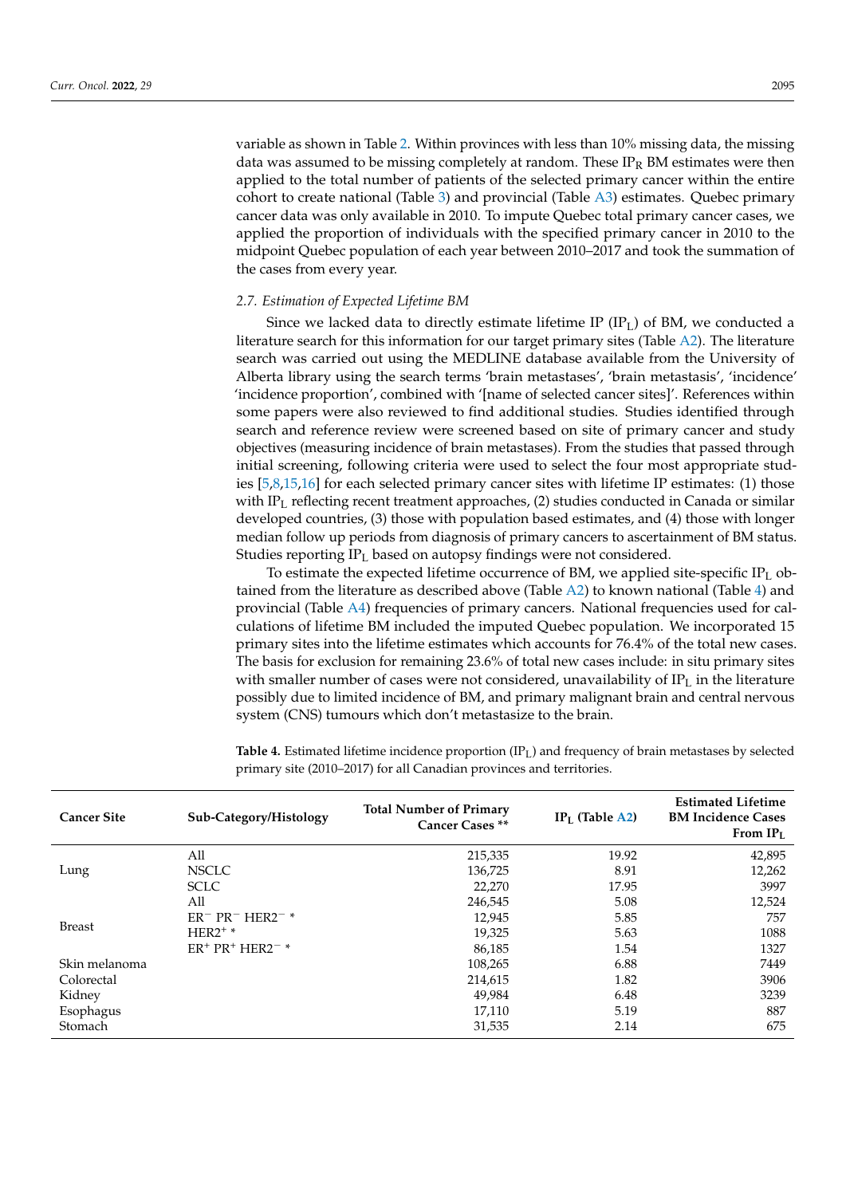variable as shown in Table 2. Within provinces with less than 10% missing data, the missing data was assumed to be missing completely at random. These $IP_R$ BM estimates were then applied to the total number of patients of the selected primary cancer within the entire cohort to create national (Table 3) and provincial (Table A3) estimates. Quebec primary cancer data was only available in 2010. To impute Quebec total primary cancer cases, we applied the proportion of individuals with the specified primary cancer in 2010 to the midpoint Quebec population of each year between 2010–2017 and took the summation of the cases from every year.

### 2.7. Estimation of Expected Lifetime BM

Since we lacked data to directly estimate lifetime IP ($IP_L$) of BM, we conducted a literature search for this information for our target primary sites (Table A2). The literature search was carried out using the MEDLINE database available from the University of Alberta library using the search terms 'brain metastases', 'brain metastasis', 'incidence' 'incidence proportion', combined with '[name of selected cancer sites]'. References within some papers were also reviewed to find additional studies. Studies identified through search and reference review were screened based on site of primary cancer and study objectives (measuring incidence of brain metastases). From the studies that passed through initial screening, following criteria were used to select the four most appropriate studies [5,8,15,16] for each selected primary cancer sites with lifetime IP estimates: (1) those with $IP_L$ reflecting recent treatment approaches, (2) studies conducted in Canada or similar developed countries, (3) those with population based estimates, and (4) those with longer median follow up periods from diagnosis of primary cancers to ascertainment of BM status. Studies reporting $IP_L$ based on autopsy findings were not considered.

To estimate the expected lifetime occurrence of BM, we applied site-specific $IP_L$ obtained from the literature as described above (Table A2) to known national (Table 4) and provincial (Table A4) frequencies of primary cancers. National frequencies used for calculations of lifetime BM included the imputed Quebec population. We incorporated 15 primary sites into the lifetime estimates which accounts for 76.4% of the total new cases. The basis for exclusion for remaining 23.6% of total new cases include: in situ primary sites with smaller number of cases were not considered, unavailability of $IP_L$ in the literature possibly due to limited incidence of BM, and primary malignant brain and central nervous system (CNS) tumours which don't metastasize to the brain.

**Table 4.** Estimated lifetime incidence proportion ($IP_L$) and frequency of brain metastases by selected primary site (2010–2017) for all Canadian provinces and territories.

| Cancer Site | Sub-Category/Histology | Total Number of Primary Cancer Cases ** | $IP_L$ (Table A2) | Estimated Lifetime BM Incidence Cases From $IP_L$ |
|---|---|---|---|---|
| Lung | All | 215,335 | 19.92 | 42,895 |
| | NSCLC | 136,725 | 8.91 | 12,262 |
| | SCLC | 22,270 | 17.95 | 3997 |
| Breast | All | 246,545 | 5.08 | 12,524 |
| | $ER^- PR^- HER2^-$ * | 12,945 | 5.85 | 757 |
| | $HER2^+$ * | 19,325 | 5.63 | 1088 |
| | $ER^+ PR^+ HER2^-$ * | 86,185 | 1.54 | 1327 |
| Skin melanoma | | 108,265 | 6.88 | 7449 |
| Colorectal | | 214,615 | 1.82 | 3906 |
| Kidney | | 49,984 | 6.48 | 3239 |
| Esophagus | | 17,110 | 5.19 | 887 |
| Stomach | | 31,535 | 2.14 | 675 |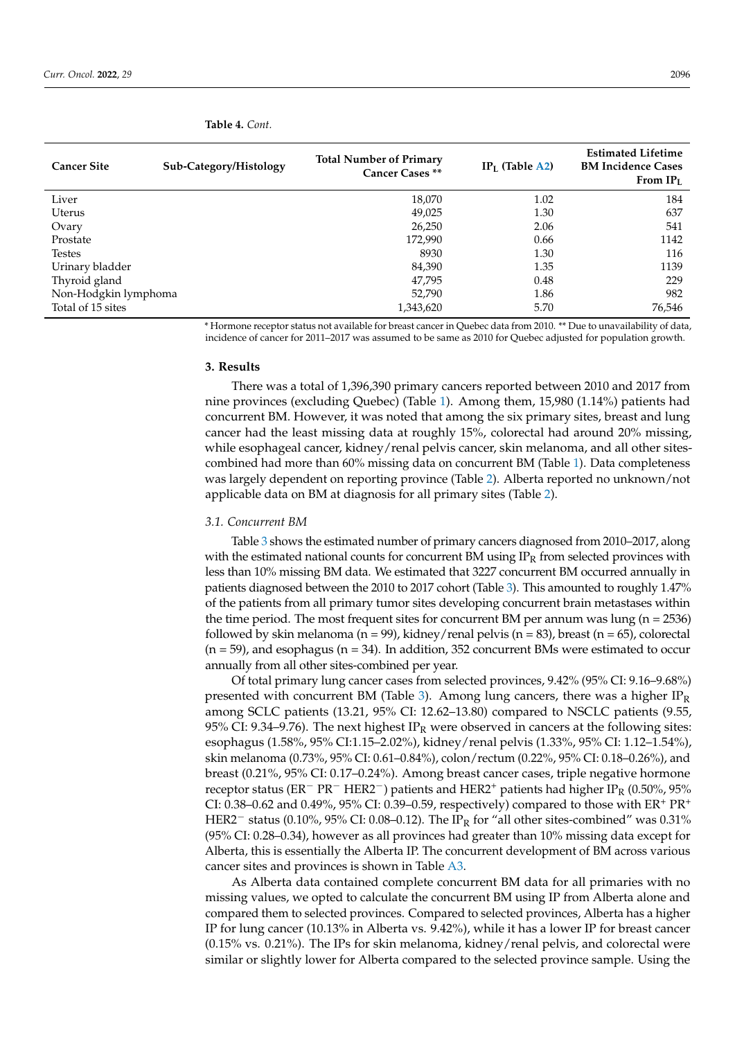**Table 4.** *Cont.*

| Cancer Site | Sub-Category/Histology | Total Number of Primary Cancer Cases ** | $IP_L$ (Table A2) | Estimated Lifetime BM Incidence Cases From $IP_L$ |
|---|---|---|---|---|
| Liver | | 18,070 | 1.02 | 184 |
| Uterus | | 49,025 | 1.30 | 637 |
| Ovary | | 26,250 | 2.06 | 541 |
| Prostate | | 172,990 | 0.66 | 1142 |
| Testes | | 8930 | 1.30 | 116 |
| Urinary bladder | | 84,390 | 1.35 | 1139 |
| Thyroid gland | | 47,795 | 0.48 | 229 |
| Non-Hodgkin lymphoma | | 52,790 | 1.86 | 982 |
| Total of 15 sites | | 1,343,620 | 5.70 | 76,546 |

* Hormone receptor status not available for breast cancer in Quebec data from 2010. ** Due to unavailability of data, incidence of cancer for 2011–2017 was assumed to be same as 2010 for Quebec adjusted for population growth.

## 3. Results

There was a total of 1,396,390 primary cancers reported between 2010 and 2017 from nine provinces (excluding Quebec) (Table 1). Among them, 15,980 (1.14%) patients had concurrent BM. However, it was noted that among the six primary sites, breast and lung cancer had the least missing data at roughly 15%, colorectal had around 20% missing, while esophageal cancer, kidney/renal pelvis cancer, skin melanoma, and all other sites-combined had more than 60% missing data on concurrent BM (Table 1). Data completeness was largely dependent on reporting province (Table 2). Alberta reported no unknown/not applicable data on BM at diagnosis for all primary sites (Table 2).

### 3.1. Concurrent BM

Table 3 shows the estimated number of primary cancers diagnosed from 2010–2017, along with the estimated national counts for concurrent BM using $IP_R$ from selected provinces with less than 10% missing BM data. We estimated that 3227 concurrent BM occurred annually in patients diagnosed between the 2010 to 2017 cohort (Table 3). This amounted to roughly 1.47% of the patients from all primary tumor sites developing concurrent brain metastases within the time period. The most frequent sites for concurrent BM per annum was lung (n = 2536) followed by skin melanoma (n = 99), kidney/renal pelvis (n = 83), breast (n = 65), colorectal (n = 59), and esophagus (n = 34). In addition, 352 concurrent BMs were estimated to occur annually from all other sites-combined per year.

Of total primary lung cancer cases from selected provinces, 9.42% (95% CI: 9.16–9.68%) presented with concurrent BM (Table 3). Among lung cancers, there was a higher $IP_R$ among SCLC patients (13.21, 95% CI: 12.62–13.80) compared to NSCLC patients (9.55, 95% CI: 9.34–9.76). The next highest $IP_R$ were observed in cancers at the following sites: esophagus (1.58%, 95% CI:1.15–2.02%), kidney/renal pelvis (1.33%, 95% CI: 1.12–1.54%), skin melanoma (0.73%, 95% CI: 0.61–0.84%), colon/rectum (0.22%, 95% CI: 0.18–0.26%), and breast (0.21%, 95% CI: 0.17–0.24%). Among breast cancer cases, triple negative hormone receptor status ($ER^-$ $PR^-$ $HER2^-$) patients and $HER2^+$ patients had higher $IP_R$ (0.50%, 95% CI: 0.38–0.62 and 0.49%, 95% CI: 0.39–0.59, respectively) compared to those with $ER^+$ $PR^+$ $HER2^-$ status (0.10%, 95% CI: 0.08–0.12). The $IP_R$ for "all other sites-combined" was 0.31% (95% CI: 0.28–0.34), however as all provinces had greater than 10% missing data except for Alberta, this is essentially the Alberta IP. The concurrent development of BM across various cancer sites and provinces is shown in Table A3.

As Alberta data contained complete concurrent BM data for all primaries with no missing values, we opted to calculate the concurrent BM using IP from Alberta alone and compared them to selected provinces. Compared to selected provinces, Alberta has a higher IP for lung cancer (10.13% in Alberta vs. 9.42%), while it has a lower IP for breast cancer (0.15% vs. 0.21%). The IPs for skin melanoma, kidney/renal pelvis, and colorectal were similar or slightly lower for Alberta compared to the selected province sample. Using the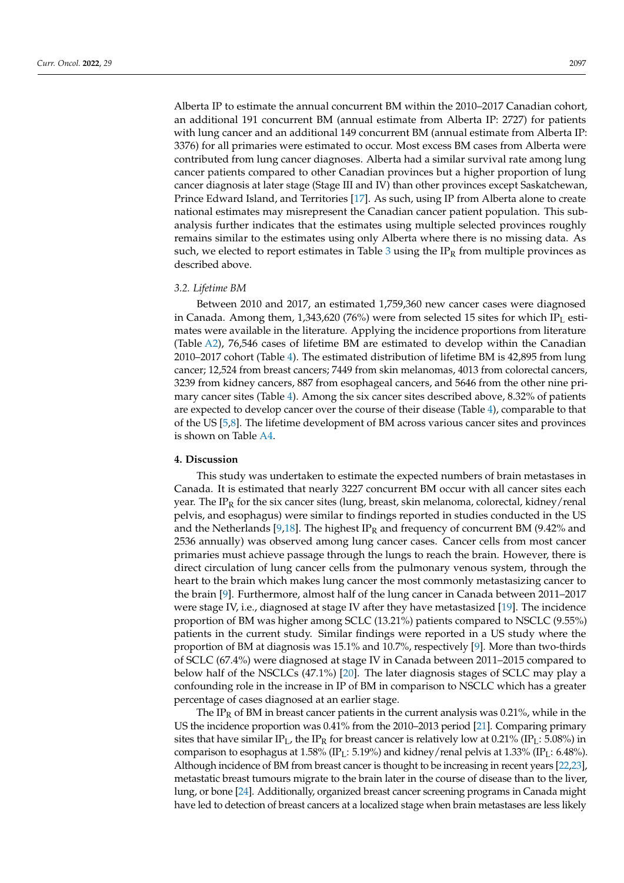Alberta IP to estimate the annual concurrent BM within the 2010–2017 Canadian cohort, an additional 191 concurrent BM (annual estimate from Alberta IP: 2727) for patients with lung cancer and an additional 149 concurrent BM (annual estimate from Alberta IP: 3376) for all primaries were estimated to occur. Most excess BM cases from Alberta were contributed from lung cancer diagnoses. Alberta had a similar survival rate among lung cancer patients compared to other Canadian provinces but a higher proportion of lung cancer diagnosis at later stage (Stage III and IV) than other provinces except Saskatchewan, Prince Edward Island, and Territories [17]. As such, using IP from Alberta alone to create national estimates may misrepresent the Canadian cancer patient population. This sub-analysis further indicates that the estimates using multiple selected provinces roughly remains similar to the estimates using only Alberta where there is no missing data. As such, we elected to report estimates in Table 3 using the $IP_R$ from multiple provinces as described above.

### 3.2. Lifetime BM

Between 2010 and 2017, an estimated 1,759,360 new cancer cases were diagnosed in Canada. Among them, 1,343,620 (76%) were from selected 15 sites for which $IP_L$ estimates were available in the literature. Applying the incidence proportions from literature (Table A2), 76,546 cases of lifetime BM are estimated to develop within the Canadian 2010–2017 cohort (Table 4). The estimated distribution of lifetime BM is 42,895 from lung cancer; 12,524 from breast cancers; 7449 from skin melanomas, 4013 from colorectal cancers, 3239 from kidney cancers, 887 from esophageal cancers, and 5646 from the other nine primary cancer sites (Table 4). Among the six cancer sites described above, 8.32% of patients are expected to develop cancer over the course of their disease (Table 4), comparable to that of the US [5,8]. The lifetime development of BM across various cancer sites and provinces is shown on Table A4.

## 4. Discussion

This study was undertaken to estimate the expected numbers of brain metastases in Canada. It is estimated that nearly 3227 concurrent BM occur with all cancer sites each year. The $IP_R$ for the six cancer sites (lung, breast, skin melanoma, colorectal, kidney/renal pelvis, and esophagus) were similar to findings reported in studies conducted in the US and the Netherlands [9,18]. The highest $IP_R$ and frequency of concurrent BM (9.42% and 2536 annually) was observed among lung cancer cases. Cancer cells from most cancer primaries must achieve passage through the lungs to reach the brain. However, there is direct circulation of lung cancer cells from the pulmonary venous system, through the heart to the brain which makes lung cancer the most commonly metastasizing cancer to the brain [9]. Furthermore, almost half of the lung cancer in Canada between 2011–2017 were stage IV, i.e., diagnosed at stage IV after they have metastasized [19]. The incidence proportion of BM was higher among SCLC (13.21%) patients compared to NSCLC (9.55%) patients in the current study. Similar findings were reported in a US study where the proportion of BM at diagnosis was 15.1% and 10.7%, respectively [9]. More than two-thirds of SCLC (67.4%) were diagnosed at stage IV in Canada between 2011–2015 compared to below half of the NSCLCs (47.1%) [20]. The later diagnosis stages of SCLC may play a confounding role in the increase in IP of BM in comparison to NSCLC which has a greater percentage of cases diagnosed at an earlier stage.

The $IP_R$ of BM in breast cancer patients in the current analysis was 0.21%, while in the US the incidence proportion was 0.41% from the 2010–2013 period [21]. Comparing primary sites that have similar $IP_L$, the $IP_R$ for breast cancer is relatively low at 0.21% ($IP_L$: 5.08%) in comparison to esophagus at 1.58% ($IP_L$: 5.19%) and kidney/renal pelvis at 1.33% ($IP_L$: 6.48%). Although incidence of BM from breast cancer is thought to be increasing in recent years [22,23], metastatic breast tumours migrate to the brain later in the course of disease than to the liver, lung, or bone [24]. Additionally, organized breast cancer screening programs in Canada might have led to detection of breast cancers at a localized stage when brain metastases are less likely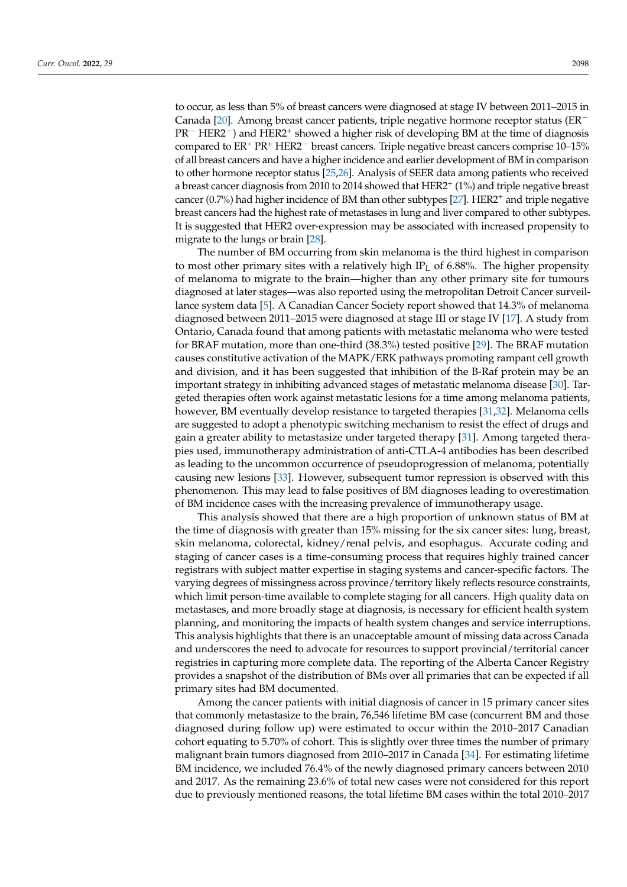to occur, as less than 5% of breast cancers were diagnosed at stage IV between 2011–2015 in Canada [20]. Among breast cancer patients, triple negative hormone receptor status ($ER^-$ $PR^-$ $HER2^-$) and $HER2^+$ showed a higher risk of developing BM at the time of diagnosis compared to $ER^+$ $PR^+$ $HER2^-$ breast cancers. Triple negative breast cancers comprise 10–15% of all breast cancers and have a higher incidence and earlier development of BM in comparison to other hormone receptor status [25,26]. Analysis of SEER data among patients who received a breast cancer diagnosis from 2010 to 2014 showed that $HER2^+$ (1%) and triple negative breast cancer (0.7%) had higher incidence of BM than other subtypes [27]. $HER2^+$ and triple negative breast cancers had the highest rate of metastases in lung and liver compared to other subtypes. It is suggested that HER2 over-expression may be associated with increased propensity to migrate to the lungs or brain [28].

The number of BM occurring from skin melanoma is the third highest in comparison to most other primary sites with a relatively high $IP_L$ of 6.88%. The higher propensity of melanoma to migrate to the brain—higher than any other primary site for tumours diagnosed at later stages—was also reported using the metropolitan Detroit Cancer surveillance system data [5]. A Canadian Cancer Society report showed that 14.3% of melanoma diagnosed between 2011–2015 were diagnosed at stage III or stage IV [17]. A study from Ontario, Canada found that among patients with metastatic melanoma who were tested for BRAF mutation, more than one-third (38.3%) tested positive [29]. The BRAF mutation causes constitutive activation of the MAPK/ERK pathways promoting rampant cell growth and division, and it has been suggested that inhibition of the B-Raf protein may be an important strategy in inhibiting advanced stages of metastatic melanoma disease [30]. Targeted therapies often work against metastatic lesions for a time among melanoma patients, however, BM eventually develop resistance to targeted therapies [31,32]. Melanoma cells are suggested to adopt a phenotypic switching mechanism to resist the effect of drugs and gain a greater ability to metastasize under targeted therapy [31]. Among targeted therapies used, immunotherapy administration of anti-CTLA-4 antibodies has been described as leading to the uncommon occurrence of pseudoprogression of melanoma, potentially causing new lesions [33]. However, subsequent tumor repression is observed with this phenomenon. This may lead to false positives of BM diagnoses leading to overestimation of BM incidence cases with the increasing prevalence of immunotherapy usage.

This analysis showed that there are a high proportion of unknown status of BM at the time of diagnosis with greater than 15% missing for the six cancer sites: lung, breast, skin melanoma, colorectal, kidney/renal pelvis, and esophagus. Accurate coding and staging of cancer cases is a time-consuming process that requires highly trained cancer registrars with subject matter expertise in staging systems and cancer-specific factors. The varying degrees of missingness across province/territory likely reflects resource constraints, which limit person-time available to complete staging for all cancers. High quality data on metastases, and more broadly stage at diagnosis, is necessary for efficient health system planning, and monitoring the impacts of health system changes and service interruptions. This analysis highlights that there is an unacceptable amount of missing data across Canada and underscores the need to advocate for resources to support provincial/territorial cancer registries in capturing more complete data. The reporting of the Alberta Cancer Registry provides a snapshot of the distribution of BMs over all primaries that can be expected if all primary sites had BM documented.

Among the cancer patients with initial diagnosis of cancer in 15 primary cancer sites that commonly metastasize to the brain, 76,546 lifetime BM case (concurrent BM and those diagnosed during follow up) were estimated to occur within the 2010–2017 Canadian cohort equating to 5.70% of cohort. This is slightly over three times the number of primary malignant brain tumors diagnosed from 2010–2017 in Canada [34]. For estimating lifetime BM incidence, we included 76.4% of the newly diagnosed primary cancers between 2010 and 2017. As the remaining 23.6% of total new cases were not considered for this report due to previously mentioned reasons, the total lifetime BM cases within the total 2010–2017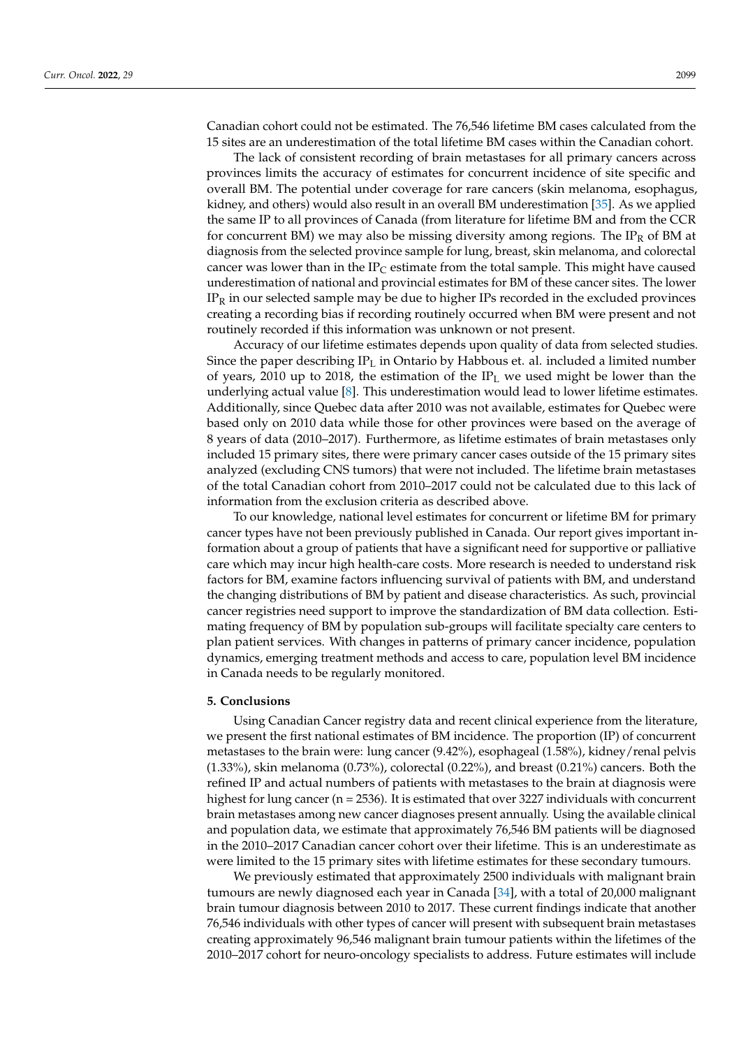Canadian cohort could not be estimated. The 76,546 lifetime BM cases calculated from the 15 sites are an underestimation of the total lifetime BM cases within the Canadian cohort.

The lack of consistent recording of brain metastases for all primary cancers across provinces limits the accuracy of estimates for concurrent incidence of site specific and overall BM. The potential under coverage for rare cancers (skin melanoma, esophagus, kidney, and others) would also result in an overall BM underestimation [35]. As we applied the same IP to all provinces of Canada (from literature for lifetime BM and from the CCR for concurrent BM) we may also be missing diversity among regions. The $IP_R$ of BM at diagnosis from the selected province sample for lung, breast, skin melanoma, and colorectal cancer was lower than in the $IP_C$ estimate from the total sample. This might have caused underestimation of national and provincial estimates for BM of these cancer sites. The lower $IP_R$ in our selected sample may be due to higher IPs recorded in the excluded provinces creating a recording bias if recording routinely occurred when BM were present and not routinely recorded if this information was unknown or not present.

Accuracy of our lifetime estimates depends upon quality of data from selected studies. Since the paper describing $IP_L$ in Ontario by Habbous et. al. included a limited number of years, 2010 up to 2018, the estimation of the $IP_L$ we used might be lower than the underlying actual value [8]. This underestimation would lead to lower lifetime estimates. Additionally, since Quebec data after 2010 was not available, estimates for Quebec were based only on 2010 data while those for other provinces were based on the average of 8 years of data (2010–2017). Furthermore, as lifetime estimates of brain metastases only included 15 primary sites, there were primary cancer cases outside of the 15 primary sites analyzed (excluding CNS tumors) that were not included. The lifetime brain metastases of the total Canadian cohort from 2010–2017 could not be calculated due to this lack of information from the exclusion criteria as described above.

To our knowledge, national level estimates for concurrent or lifetime BM for primary cancer types have not been previously published in Canada. Our report gives important information about a group of patients that have a significant need for supportive or palliative care which may incur high health-care costs. More research is needed to understand risk factors for BM, examine factors influencing survival of patients with BM, and understand the changing distributions of BM by patient and disease characteristics. As such, provincial cancer registries need support to improve the standardization of BM data collection. Estimating frequency of BM by population sub-groups will facilitate specialty care centers to plan patient services. With changes in patterns of primary cancer incidence, population dynamics, emerging treatment methods and access to care, population level BM incidence in Canada needs to be regularly monitored.

## 5. Conclusions

Using Canadian Cancer registry data and recent clinical experience from the literature, we present the first national estimates of BM incidence. The proportion (IP) of concurrent metastases to the brain were: lung cancer (9.42%), esophageal (1.58%), kidney/renal pelvis (1.33%), skin melanoma (0.73%), colorectal (0.22%), and breast (0.21%) cancers. Both the refined IP and actual numbers of patients with metastases to the brain at diagnosis were highest for lung cancer (n = 2536). It is estimated that over 3227 individuals with concurrent brain metastases among new cancer diagnoses present annually. Using the available clinical and population data, we estimate that approximately 76,546 BM patients will be diagnosed in the 2010–2017 Canadian cancer cohort over their lifetime. This is an underestimate as were limited to the 15 primary sites with lifetime estimates for these secondary tumours.

We previously estimated that approximately 2500 individuals with malignant brain tumours are newly diagnosed each year in Canada [34], with a total of 20,000 malignant brain tumour diagnosis between 2010 to 2017. These current findings indicate that another 76,546 individuals with other types of cancer will present with subsequent brain metastases creating approximately 96,546 malignant brain tumour patients within the lifetimes of the 2010–2017 cohort for neuro-oncology specialists to address. Future estimates will include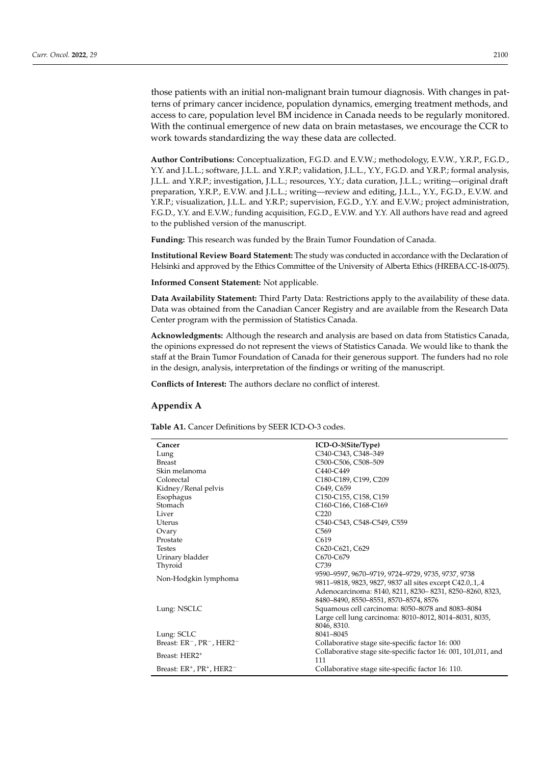those patients with an initial non-malignant brain tumour diagnosis. With changes in patterns of primary cancer incidence, population dynamics, emerging treatment methods, and access to care, population level BM incidence in Canada needs to be regularly monitored. With the continual emergence of new data on brain metastases, we encourage the CCR to work towards standardizing the way these data are collected.

**Author Contributions:** Conceptualization, F.G.D. and E.V.W.; methodology, E.V.W., Y.R.P., F.G.D., Y.Y. and J.L.L.; software, J.L.L. and Y.R.P.; validation, J.L.L., Y.Y., F.G.D. and Y.R.P.; formal analysis, J.L.L. and Y.R.P.; investigation, J.L.L.; resources, Y.Y.; data curation, J.L.L.; writing—original draft preparation, Y.R.P., E.V.W. and J.L.L.; writing—review and editing, J.L.L., Y.Y., F.G.D., E.V.W. and Y.R.P.; visualization, J.L.L. and Y.R.P.; supervision, F.G.D., Y.Y. and E.V.W.; project administration, F.G.D., Y.Y. and E.V.W.; funding acquisition, F.G.D., E.V.W. and Y.Y. All authors have read and agreed to the published version of the manuscript.

**Funding:** This research was funded by the Brain Tumor Foundation of Canada.

**Institutional Review Board Statement:** The study was conducted in accordance with the Declaration of Helsinki and approved by the Ethics Committee of the University of Alberta Ethics (HREBA.CC-18-0075).

**Informed Consent Statement:** Not applicable.

**Data Availability Statement:** Third Party Data: Restrictions apply to the availability of these data. Data was obtained from the Canadian Cancer Registry and are available from the Research Data Center program with the permission of Statistics Canada.

**Acknowledgments:** Although the research and analysis are based on data from Statistics Canada, the opinions expressed do not represent the views of Statistics Canada. We would like to thank the staff at the Brain Tumor Foundation of Canada for their generous support. The funders had no role in the design, analysis, interpretation of the findings or writing of the manuscript.

**Conflicts of Interest:** The authors declare no conflict of interest.

## Appendix A

**Table A1.** Cancer Definitions by SEER ICD-O-3 codes.

| Cancer | ICD-O-3(Site/Type) |
|---|---|
| Lung | C340-C343, C348–349 |
| Breast | C500-C506, C508–509 |
| Skin melanoma | C440-C449 |
| Colorectal | C180-C189, C199, C209 |
| Kidney/Renal pelvis | C649, C659 |
| Esophagus | C150-C155, C158, C159 |
| Stomach | C160-C166, C168-C169 |
| Liver | C220 |
| Uterus | C540-C543, C548-C549, C559 |
| Ovary | C569 |
| Prostate | C619 |
| Testes | C620-C621, C629 |
| Urinary bladder | C670-C679 |
| Thyroid | C739 |
| Non-Hodgkin lymphoma | 9590–9597, 9670–9719, 9724–9729, 9735, 9737, 9738 9811–9818, 9823, 9827, 9837 all sites except C42.0,.1,.4 |
| Lung: NSCLC | Adenocarcinoma: 8140, 8211, 8230– 8231, 8250–8260, 8323, 8480–8490, 8550–8551, 8570–8574, 8576 Squamous cell carcinoma: 8050–8078 and 8083–8084 Large cell lung carcinoma: 8010–8012, 8014–8031, 8035, 8046, 8310. |
| Lung: SCLC | 8041–8045 |
| Breast: $ER^-$, $PR^-$, $HER2^-$ | Collaborative stage site-specific factor 16: 000 |
| Breast: $HER2^+$ | Collaborative stage site-specific factor 16: 001, 101,011, and 111 |
| Breast: $ER^+$, $PR^+$, $HER2^-$ | Collaborative stage site-specific factor 16: 110. |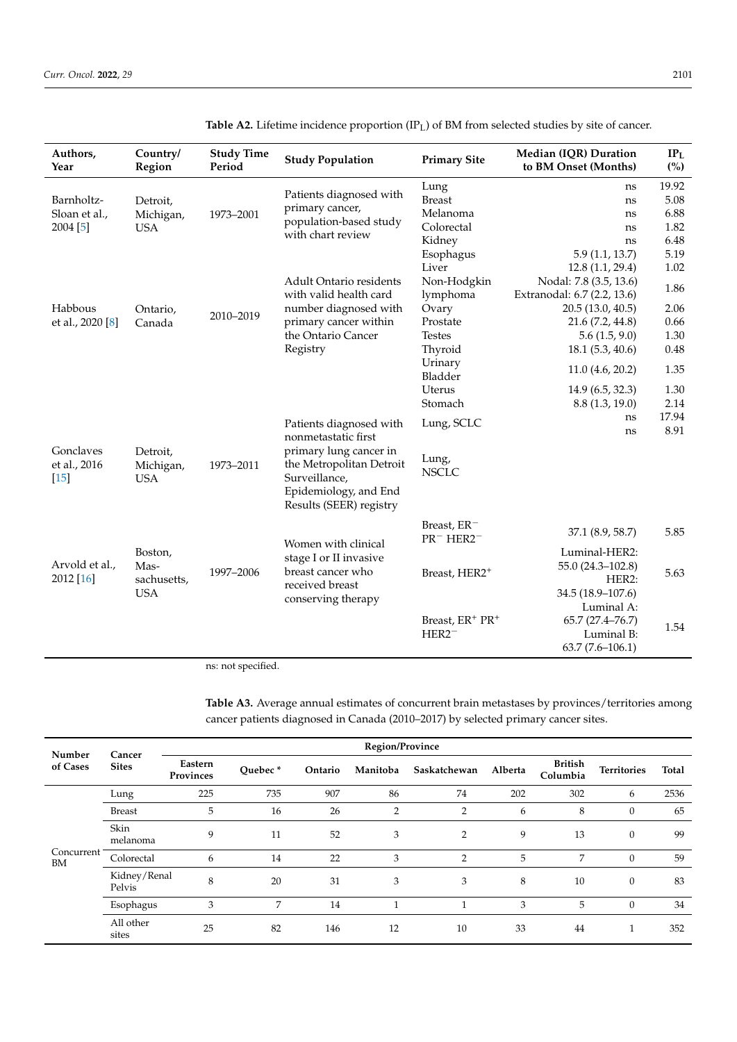**Table A2.** Lifetime incidence proportion ($IP_L$) of BM from selected studies by site of cancer.

| Authors, Year | Country/Region | Study Time Period | Study Population | Primary Site | Median (IQR) Duration to BM Onset (Months) | $IP_L$ (%) |
|---|---|---|---|---|---|---|
| Barnholtz-Sloan et al., 2004 [5] | Detroit, Michigan, USA | 1973–2001 | Patients diagnosed with primary cancer, population-based study with chart review | Lung | ns | 19.92 |
| | | | | Breast | ns | 5.08 |
| | | | | Melanoma | ns | 6.88 |
| | | | | Colorectal | ns | 1.82 |
| | | | | Kidney | ns | 6.48 |
| Habbous et al., 2020 [8] | Ontario, Canada | 2010–2019 | Adult Ontario residents with valid health card number diagnosed with primary cancer within the Ontario Cancer Registry | Esophagus | 5.9 (1.1, 13.7) | 5.19 |
| | | | | Liver | 12.8 (1.1, 29.4) | 1.02 |
| | | | | Non-Hodgkin lymphoma | Nodal: 7.8 (3.5, 13.6) Extranodal: 6.7 (2.2, 13.6) | 1.86 |
| | | | | Ovary | 20.5 (13.0, 40.5) | 2.06 |
| | | | | Prostate | 21.6 (7.2, 44.8) | 0.66 |
| | | | | Testes | 5.6 (1.5, 9.0) | 1.30 |
| | | | | Thyroid | 18.1 (5.3, 40.6) | 0.48 |
| | | | | Urinary Bladder | 11.0 (4.6, 20.2) | 1.35 |
| | | | | Uterus | 14.9 (6.5, 32.3) | 1.30 |
| | | | | Stomach | 8.8 (1.3, 19.0) | 2.14 |
| Gonclaves et al., 2016 [15] | Detroit, Michigan, USA | 1973–2011 | Patients diagnosed with nonmetastatic first primary lung cancer in the Metropolitan Detroit Surveillance, Epidemiology, and End Results (SEER) registry | Lung, SCLC | ns | 17.94 |
| | | | | Lung, NSCLC | ns | 8.91 |
| Arvold et al., 2012 [16] | Boston, Massachusetts, USA | 1997–2006 | Women with clinical stage I or II invasive breast cancer who received breast conserving therapy | Breast, $ER^-$ $PR^-$ $HER2^-$ | 37.1 (8.9, 58.7) | 5.85 |
| | | | | Breast, $HER2^+$ | Luminal-HER2: 55.0 (24.3–102.8) HER2: 34.5 (18.9–107.6) | 5.63 |
| | | | | Breast, $ER^+$ $PR^+$ $HER2^-$ | Luminal A: 65.7 (27.4–76.7) Luminal B: 63.7 (7.6–106.1) | 1.54 |

ns: not specified.

**Table A3.** Average annual estimates of concurrent brain metastases by provinces/territories among cancer patients diagnosed in Canada (2010–2017) by selected primary cancer sites.

| Number of Cases | Cancer Sites | Region/Province | | | | | | | | |
|---|---|---|---|---|---|---|---|---|---|---|
| | | Eastern Provinces | Quebec * | Ontario | Manitoba | Saskatchewan | Alberta | British Columbia | Territories | Total |
| Concurrent BM | Lung | 225 | 735 | 907 | 86 | 74 | 202 | 302 | 6 | 2536 |
| | Breast | 5 | 16 | 26 | 2 | 2 | 6 | 8 | 0 | 65 |
| | Skin melanoma | 9 | 11 | 52 | 3 | 2 | 9 | 13 | 0 | 99 |
| | Colorectal | 6 | 14 | 22 | 3 | 2 | 5 | 7 | 0 | 59 |
| | Kidney/Renal Pelvis | 8 | 20 | 31 | 3 | 3 | 8 | 10 | 0 | 83 |
| | Esophagus | 3 | 7 | 14 | 1 | 1 | 3 | 5 | 0 | 34 |
| | All other sites | 25 | 82 | 146 | 12 | 10 | 33 | 44 | 1 | 352 |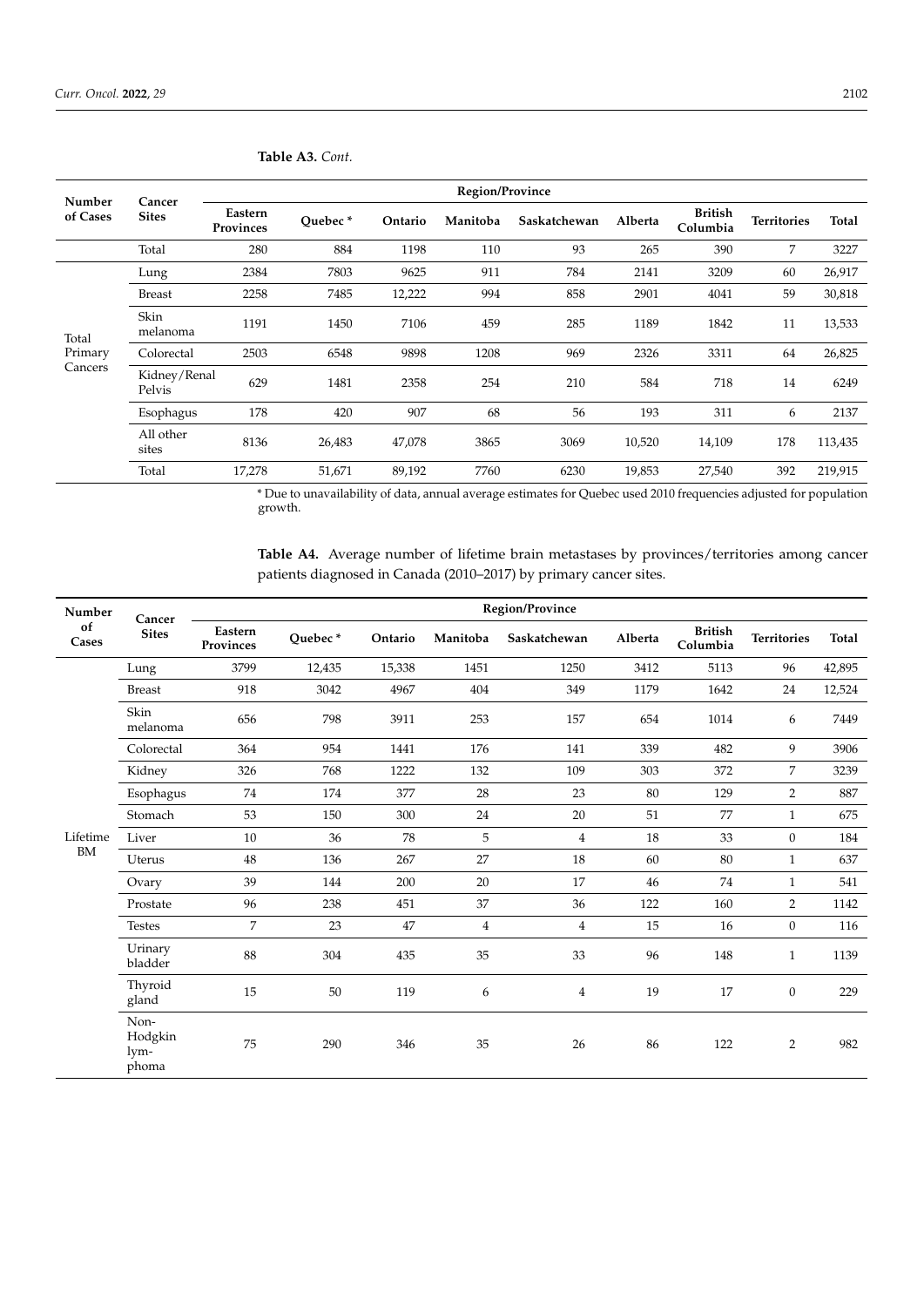**Table A3.** *Cont.*

| Number of Cases | Cancer Sites | Region/Province | | | | | | | | |
|---|---|---|---|---|---|---|---|---|---|---|
| | | Eastern Provinces | Quebec * | Ontario | Manitoba | Saskatchewan | Alberta | British Columbia | Territories | Total |
| | Total | 280 | 884 | 1198 | 110 | 93 | 265 | 390 | 7 | 3227 |
| Total Primary Cancers | Lung | 2384 | 7803 | 9625 | 911 | 784 | 2141 | 3209 | 60 | 26,917 |
| | Breast | 2258 | 7485 | 12,222 | 994 | 858 | 2901 | 4041 | 59 | 30,818 |
| | Skin melanoma | 1191 | 1450 | 7106 | 459 | 285 | 1189 | 1842 | 11 | 13,533 |
| | Colorectal | 2503 | 6548 | 9898 | 1208 | 969 | 2326 | 3311 | 64 | 26,825 |
| | Kidney/Renal Pelvis | 629 | 1481 | 2358 | 254 | 210 | 584 | 718 | 14 | 6249 |
| | Esophagus | 178 | 420 | 907 | 68 | 56 | 193 | 311 | 6 | 2137 |
| | All other sites | 8136 | 26,483 | 47,078 | 3865 | 3069 | 10,520 | 14,109 | 178 | 113,435 |
| | Total | 17,278 | 51,671 | 89,192 | 7760 | 6230 | 19,853 | 27,540 | 392 | 219,915 |

* Due to unavailability of data, annual average estimates for Quebec used 2010 frequencies adjusted for population growth.

**Table A4.** Average number of lifetime brain metastases by provinces/territories among cancer patients diagnosed in Canada (2010–2017) by primary cancer sites.

| Number of Cases | Cancer Sites | Region/Province | | | | | | | | |
|---|---|---|---|---|---|---|---|---|---|---|
| | | Eastern Provinces | Quebec * | Ontario | Manitoba | Saskatchewan | Alberta | British Columbia | Territories | Total |
| Lifetime BM | Lung | 3799 | 12,435 | 15,338 | 1451 | 1250 | 3412 | 5113 | 96 | 42,895 |
| | Breast | 918 | 3042 | 4967 | 404 | 349 | 1179 | 1642 | 24 | 12,524 |
| | Skin melanoma | 656 | 798 | 3911 | 253 | 157 | 654 | 1014 | 6 | 7449 |
| | Colorectal | 364 | 954 | 1441 | 176 | 141 | 339 | 482 | 9 | 3906 |
| | Kidney | 326 | 768 | 1222 | 132 | 109 | 303 | 372 | 7 | 3239 |
| | Esophagus | 74 | 174 | 377 | 28 | 23 | 80 | 129 | 2 | 887 |
| | Stomach | 53 | 150 | 300 | 24 | 20 | 51 | 77 | 1 | 675 |
| | Liver | 10 | 36 | 78 | 5 | 4 | 18 | 33 | 0 | 184 |
| | Uterus | 48 | 136 | 267 | 27 | 18 | 60 | 80 | 1 | 637 |
| | Ovary | 39 | 144 | 200 | 20 | 17 | 46 | 74 | 1 | 541 |
| | Prostate | 96 | 238 | 451 | 37 | 36 | 122 | 160 | 2 | 1142 |
| | Testes | 7 | 23 | 47 | 4 | 4 | 15 | 16 | 0 | 116 |
| | Urinary bladder | 88 | 304 | 435 | 35 | 33 | 96 | 148 | 1 | 1139 |
| | Thyroid gland | 15 | 50 | 119 | 6 | 4 | 19 | 17 | 0 | 229 |
| | Non-Hodgkin lymphoma | 75 | 290 | 346 | 35 | 26 | 86 | 122 | 2 | 982 |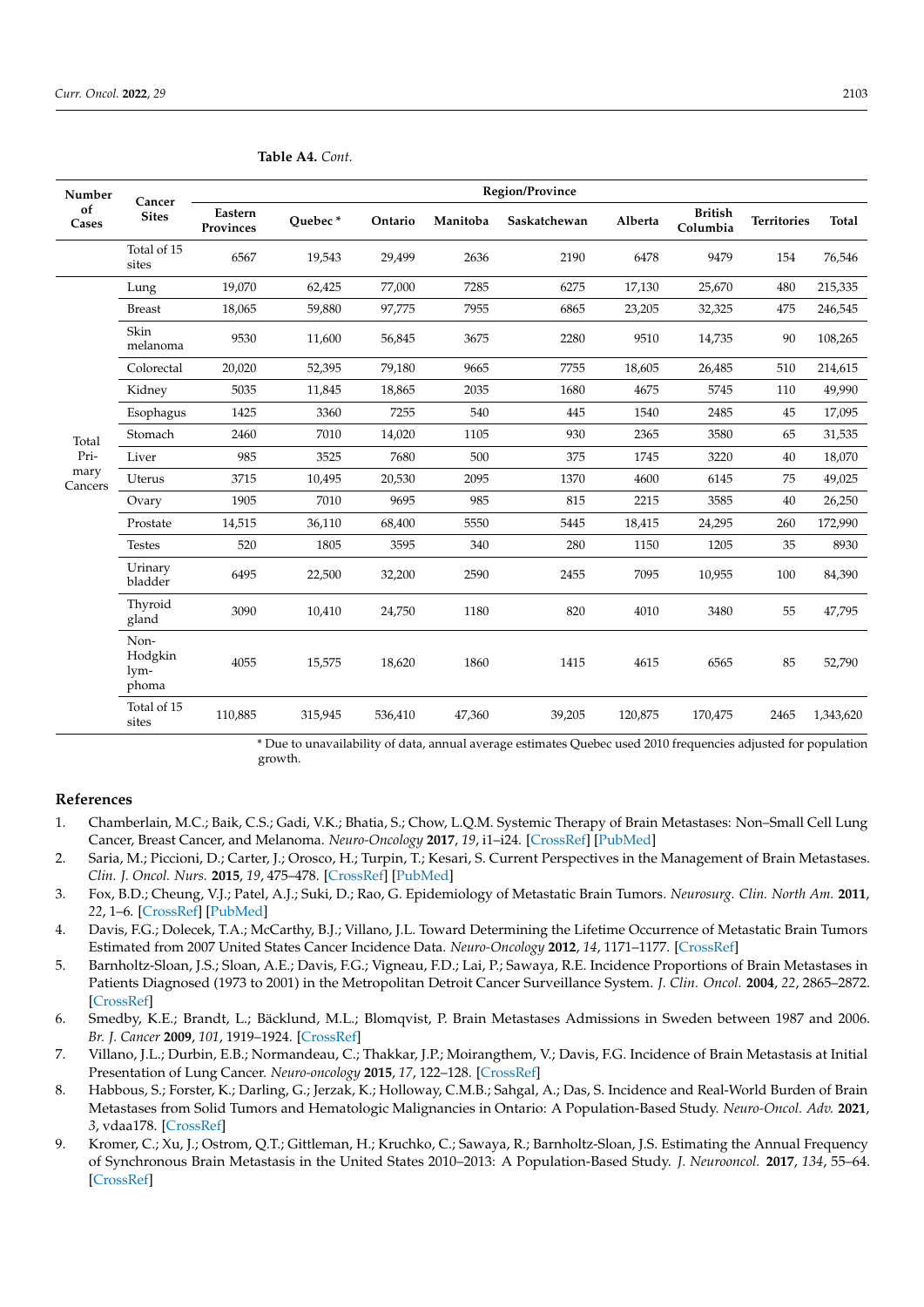**Table A4.** *Cont.*

| Number of Cases | Cancer Sites | Region/Province | | | | | | | | |
|---|---|---|---|---|---|---|---|---|---|---|
| | | Eastern Provinces | Quebec * | Ontario | Manitoba | Saskatchewan | Alberta | British Columbia | Territories | Total |
| | Total of 15 sites | 6567 | 19,543 | 29,499 | 2636 | 2190 | 6478 | 9479 | 154 | 76,546 |
| Total Primary Cancers | Lung | 19,070 | 62,425 | 77,000 | 7285 | 6275 | 17,130 | 25,670 | 480 | 215,335 |
| | Breast | 18,065 | 59,880 | 97,775 | 7955 | 6865 | 23,205 | 32,325 | 475 | 246,545 |
| | Skin melanoma | 9530 | 11,600 | 56,845 | 3675 | 2280 | 9510 | 14,735 | 90 | 108,265 |
| | Colorectal | 20,020 | 52,395 | 79,180 | 9665 | 7755 | 18,605 | 26,485 | 510 | 214,615 |
| | Kidney | 5035 | 11,845 | 18,865 | 2035 | 1680 | 4675 | 5745 | 110 | 49,990 |
| | Esophagus | 1425 | 3360 | 7255 | 540 | 445 | 1540 | 2485 | 45 | 17,095 |
| | Stomach | 2460 | 7010 | 14,020 | 1105 | 930 | 2365 | 3580 | 65 | 31,535 |
| | Liver | 985 | 3525 | 7680 | 500 | 375 | 1745 | 3220 | 40 | 18,070 |
| | Uterus | 3715 | 10,495 | 20,530 | 2095 | 1370 | 4600 | 6145 | 75 | 49,025 |
| | Ovary | 1905 | 7010 | 9695 | 985 | 815 | 2215 | 3585 | 40 | 26,250 |
| | Prostate | 14,515 | 36,110 | 68,400 | 5550 | 5445 | 18,415 | 24,295 | 260 | 172,990 |
| | Testes | 520 | 1805 | 3595 | 340 | 280 | 1150 | 1205 | 35 | 8930 |
| | Urinary bladder | 6495 | 22,500 | 32,200 | 2590 | 2455 | 7095 | 10,955 | 100 | 84,390 |
| | Thyroid gland | 3090 | 10,410 | 24,750 | 1180 | 820 | 4010 | 3480 | 55 | 47,795 |
| | Non-Hodgkin lymphoma | 4055 | 15,575 | 18,620 | 1860 | 1415 | 4615 | 6565 | 85 | 52,790 |
| | Total of 15 sites | 110,885 | 315,945 | 536,410 | 47,360 | 39,205 | 120,875 | 170,475 | 2465 | 1,343,620 |

\* Due to unavailability of data, annual average estimates Quebec used 2010 frequencies adjusted for population growth.

## References

1. Chamberlain, M.C.; Baik, C.S.; Gadi, V.K.; Bhatia, S.; Chow, L.Q.M. Systemic Therapy of Brain Metastases: Non–Small Cell Lung Cancer, Breast Cancer, and Melanoma. *Neuro-Oncology* **2017**, *19*, i1–i24. [CrossRef] [PubMed]
2. Saria, M.; Piccioni, D.; Carter, J.; Orosco, H.; Turpin, T.; Kesari, S. Current Perspectives in the Management of Brain Metastases. *Clin. J. Oncol. Nurs.* **2015**, *19*, 475–478. [CrossRef] [PubMed]
3. Fox, B.D.; Cheung, V.J.; Patel, A.J.; Suki, D.; Rao, G. Epidemiology of Metastatic Brain Tumors. *Neurosurg. Clin. North Am.* **2011**, *22*, 1–6. [CrossRef] [PubMed]
4. Davis, F.G.; Dolecek, T.A.; McCarthy, B.J.; Villano, J.L. Toward Determining the Lifetime Occurrence of Metastatic Brain Tumors Estimated from 2007 United States Cancer Incidence Data. *Neuro-Oncology* **2012**, *14*, 1171–1177. [CrossRef]
5. Barnholtz-Sloan, J.S.; Sloan, A.E.; Davis, F.G.; Vigneau, F.D.; Lai, P.; Sawaya, R.E. Incidence Proportions of Brain Metastases in Patients Diagnosed (1973 to 2001) in the Metropolitan Detroit Cancer Surveillance System. *J. Clin. Oncol.* **2004**, *22*, 2865–2872. [CrossRef]
6. Smedby, K.E.; Brandt, L.; Bäcklund, M.L.; Blomqvist, P. Brain Metastases Admissions in Sweden between 1987 and 2006. *Br. J. Cancer* **2009**, *101*, 1919–1924. [CrossRef]
7. Villano, J.L.; Durbin, E.B.; Normandeau, C.; Thakkar, J.P.; Moirangthem, V.; Davis, F.G. Incidence of Brain Metastasis at Initial Presentation of Lung Cancer. *Neuro-oncology* **2015**, *17*, 122–128. [CrossRef]
8. Habbous, S.; Forster, K.; Darling, G.; Jerzak, K.; Holloway, C.M.B.; Sahgal, A.; Das, S. Incidence and Real-World Burden of Brain Metastases from Solid Tumors and Hematologic Malignancies in Ontario: A Population-Based Study. *Neuro-Oncol. Adv.* **2021**, *3*, vdaa178. [CrossRef]
9. Kromer, C.; Xu, J.; Ostrom, Q.T.; Gittleman, H.; Kruchko, C.; Sawaya, R.; Barnholtz-Sloan, J.S. Estimating the Annual Frequency of Synchronous Brain Metastasis in the United States 2010–2013: A Population-Based Study. *J. Neurooncol.* **2017**, *134*, 55–64. [CrossRef]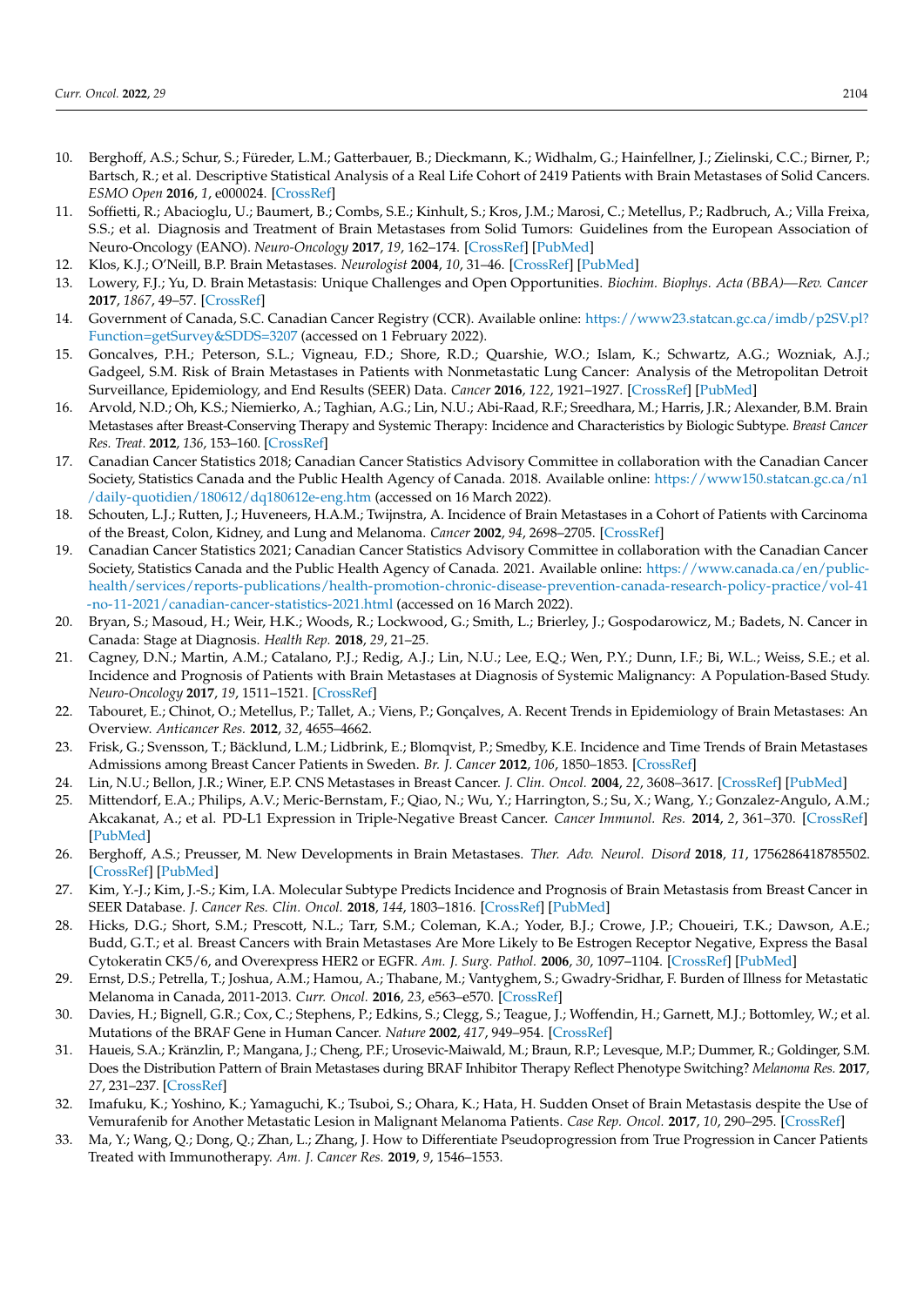10. Berghoff, A.S.; Schur, S.; Füreder, L.M.; Gatterbauer, B.; Dieckmann, K.; Widhalm, G.; Hainfellner, J.; Zielinski, C.C.; Birner, P.; Bartsch, R.; et al. Descriptive Statistical Analysis of a Real Life Cohort of 2419 Patients with Brain Metastases of Solid Cancers. *ESMO Open* **2016**, *1*, e000024. [CrossRef]
11. Soffietti, R.; Abacioglu, U.; Baumert, B.; Combs, S.E.; Kinhult, S.; Kros, J.M.; Marosi, C.; Metellus, P.; Radbruch, A.; Villa Freixa, S.S.; et al. Diagnosis and Treatment of Brain Metastases from Solid Tumors: Guidelines from the European Association of Neuro-Oncology (EANO). *Neuro-Oncology* **2017**, *19*, 162–174. [CrossRef] [PubMed]
12. Klos, K.J.; O'Neill, B.P. Brain Metastases. *Neurologist* **2004**, *10*, 31–46. [CrossRef] [PubMed]
13. Lowery, F.J.; Yu, D. Brain Metastasis: Unique Challenges and Open Opportunities. *Biochim. Biophys. Acta (BBA)—Rev. Cancer* **2017**, *1867*, 49–57. [CrossRef]
14. Government of Canada, S.C. Canadian Cancer Registry (CCR). Available online: https://www23.statcan.gc.ca/imdb/p2SV.pl?Function=getSurvey&SDDS=3207 (accessed on 1 February 2022).
15. Goncalves, P.H.; Peterson, S.L.; Vigneau, F.D.; Shore, R.D.; Quarshie, W.O.; Islam, K.; Schwartz, A.G.; Wozniak, A.J.; Gadgeel, S.M. Risk of Brain Metastases in Patients with Nonmetastatic Lung Cancer: Analysis of the Metropolitan Detroit Surveillance, Epidemiology, and End Results (SEER) Data. *Cancer* **2016**, *122*, 1921–1927. [CrossRef] [PubMed]
16. Arvold, N.D.; Oh, K.S.; Niemierko, A.; Taghian, A.G.; Lin, N.U.; Abi-Raad, R.F.; Sreedhara, M.; Harris, J.R.; Alexander, B.M. Brain Metastases after Breast-Conserving Therapy and Systemic Therapy: Incidence and Characteristics by Biologic Subtype. *Breast Cancer Res. Treat.* **2012**, *136*, 153–160. [CrossRef]
17. Canadian Cancer Statistics 2018; Canadian Cancer Statistics Advisory Committee in collaboration with the Canadian Cancer Society, Statistics Canada and the Public Health Agency of Canada. 2018. Available online: https://www150.statcan.gc.ca/n1/daily-quotidien/180612/dq180612e-eng.htm (accessed on 16 March 2022).
18. Schouten, L.J.; Rutten, J.; Huveneers, H.A.M.; Twijnstra, A. Incidence of Brain Metastases in a Cohort of Patients with Carcinoma of the Breast, Colon, Kidney, and Lung and Melanoma. *Cancer* **2002**, *94*, 2698–2705. [CrossRef]
19. Canadian Cancer Statistics 2021; Canadian Cancer Statistics Advisory Committee in collaboration with the Canadian Cancer Society, Statistics Canada and the Public Health Agency of Canada. 2021. Available online: https://www.canada.ca/en/public-health/services/reports-publications/health-promotion-chronic-disease-prevention-canada-research-policy-practice/vol-41-no-11-2021/canadian-cancer-statistics-2021.html (accessed on 16 March 2022).
20. Bryan, S.; Masoud, H.; Weir, H.K.; Woods, R.; Lockwood, G.; Smith, L.; Brierley, J.; Gospodarowicz, M.; Badets, N. Cancer in Canada: Stage at Diagnosis. *Health Rep.* **2018**, *29*, 21–25.
21. Cagney, D.N.; Martin, A.M.; Catalano, P.J.; Redig, A.J.; Lin, N.U.; Lee, E.Q.; Wen, P.Y.; Dunn, I.F.; Bi, W.L.; Weiss, S.E.; et al. Incidence and Prognosis of Patients with Brain Metastases at Diagnosis of Systemic Malignancy: A Population-Based Study. *Neuro-Oncology* **2017**, *19*, 1511–1521. [CrossRef]
22. Tabouret, E.; Chinot, O.; Metellus, P.; Tallet, A.; Viens, P.; Gonçalves, A. Recent Trends in Epidemiology of Brain Metastases: An Overview. *Anticancer Res.* **2012**, *32*, 4655–4662.
23. Frisk, G.; Svensson, T.; Bäcklund, L.M.; Lidbrink, E.; Blomqvist, P.; Smedby, K.E. Incidence and Time Trends of Brain Metastases Admissions among Breast Cancer Patients in Sweden. *Br. J. Cancer* **2012**, *106*, 1850–1853. [CrossRef]
24. Lin, N.U.; Bellon, J.R.; Winer, E.P. CNS Metastases in Breast Cancer. *J. Clin. Oncol.* **2004**, *22*, 3608–3617. [CrossRef] [PubMed]
25. Mittendorf, E.A.; Philips, A.V.; Meric-Bernstam, F.; Qiao, N.; Wu, Y.; Harrington, S.; Su, X.; Wang, Y.; Gonzalez-Angulo, A.M.; Akcakanat, A.; et al. PD-L1 Expression in Triple-Negative Breast Cancer. *Cancer Immunol. Res.* **2014**, *2*, 361–370. [CrossRef] [PubMed]
26. Berghoff, A.S.; Preusser, M. New Developments in Brain Metastases. *Ther. Adv. Neurol. Disord* **2018**, *11*, 1756286418785502. [CrossRef] [PubMed]
27. Kim, Y.-J.; Kim, J.-S.; Kim, I.A. Molecular Subtype Predicts Incidence and Prognosis of Brain Metastasis from Breast Cancer in SEER Database. *J. Cancer Res. Clin. Oncol.* **2018**, *144*, 1803–1816. [CrossRef] [PubMed]
28. Hicks, D.G.; Short, S.M.; Prescott, N.L.; Tarr, S.M.; Coleman, K.A.; Yoder, B.J.; Crowe, J.P.; Choueiri, T.K.; Dawson, A.E.; Budd, G.T.; et al. Breast Cancers with Brain Metastases Are More Likely to Be Estrogen Receptor Negative, Express the Basal Cytokeratin CK5/6, and Overexpress HER2 or EGFR. *Am. J. Surg. Pathol.* **2006**, *30*, 1097–1104. [CrossRef] [PubMed]
29. Ernst, D.S.; Petrella, T.; Joshua, A.M.; Hamou, A.; Thabane, M.; Vantyghem, S.; Gwadry-Sridhar, F. Burden of Illness for Metastatic Melanoma in Canada, 2011-2013. *Curr. Oncol.* **2016**, *23*, e563–e570. [CrossRef]
30. Davies, H.; Bignell, G.R.; Cox, C.; Stephens, P.; Edkins, S.; Clegg, S.; Teague, J.; Woffendin, H.; Garnett, M.J.; Bottomley, W.; et al. Mutations of the BRAF Gene in Human Cancer. *Nature* **2002**, *417*, 949–954. [CrossRef]
31. Haueis, S.A.; Kränzlin, P.; Mangana, J.; Cheng, P.F.; Urosevic-Maiwald, M.; Braun, R.P.; Levesque, M.P.; Dummer, R.; Goldinger, S.M. Does the Distribution Pattern of Brain Metastases during BRAF Inhibitor Therapy Reflect Phenotype Switching? *Melanoma Res.* **2017**, *27*, 231–237. [CrossRef]
32. Imafuku, K.; Yoshino, K.; Yamaguchi, K.; Tsuboi, S.; Ohara, K.; Hata, H. Sudden Onset of Brain Metastasis despite the Use of Vemurafenib for Another Metastatic Lesion in Malignant Melanoma Patients. *Case Rep. Oncol.* **2017**, *10*, 290–295. [CrossRef]
33. Ma, Y.; Wang, Q.; Dong, Q.; Zhan, L.; Zhang, J. How to Differentiate Pseudoprogression from True Progression in Cancer Patients Treated with Immunotherapy. *Am. J. Cancer Res.* **2019**, *9*, 1546–1553.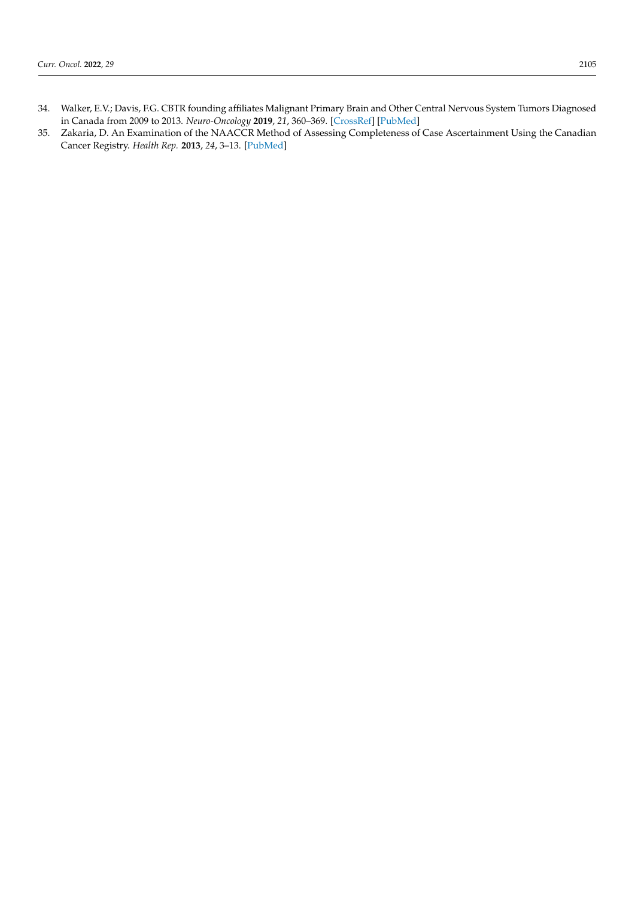34. Walker, E.V.; Davis, F.G. CBTR founding affiliates Malignant Primary Brain and Other Central Nervous System Tumors Diagnosed in Canada from 2009 to 2013. *Neuro-Oncology* **2019**, *21*, 360–369. [CrossRef] [PubMed]
35. Zakaria, D. An Examination of the NAACCR Method of Assessing Completeness of Case Ascertainment Using the Canadian Cancer Registry. *Health Rep.* **2013**, *24*, 3–13. [PubMed]